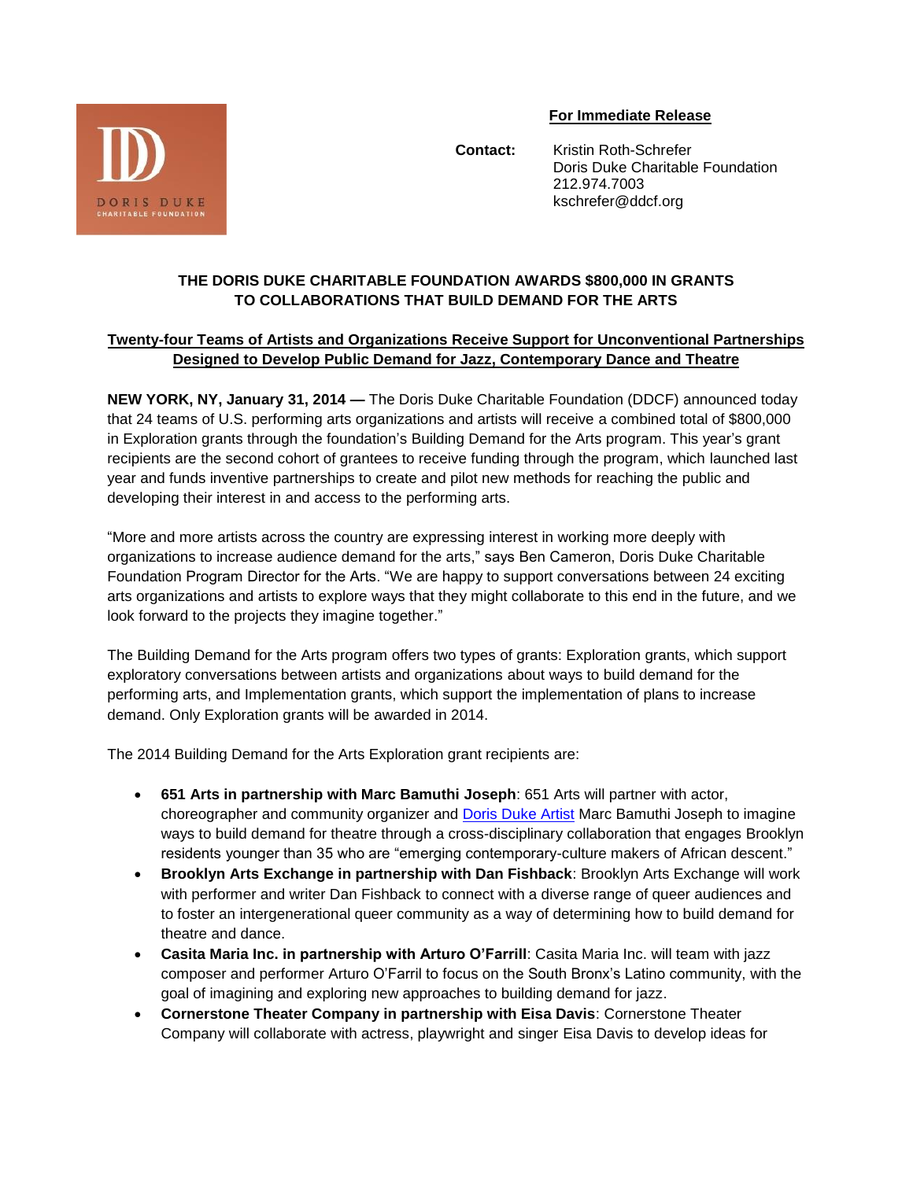DORIS DUKE CHARITABLE FOUNDATION

**For Immediate Release**

**Contact:** Kristin Roth-Schrefer
Doris Duke Charitable Foundation
212.974.7003
kschrefer@ddcf.org

## THE DORIS DUKE CHARITABLE FOUNDATION AWARDS $800,000 IN GRANTS TO COLLABORATIONS THAT BUILD DEMAND FOR THE ARTS

### Twenty-four Teams of Artists and Organizations Receive Support for Unconventional Partnerships Designed to Develop Public Demand for Jazz, Contemporary Dance and Theatre

**NEW YORK, NY, January 31, 2014 —** The Doris Duke Charitable Foundation (DDCF) announced today that 24 teams of U.S. performing arts organizations and artists will receive a combined total of $800,000 in Exploration grants through the foundation's Building Demand for the Arts program. This year's grant recipients are the second cohort of grantees to receive funding through the program, which launched last year and funds inventive partnerships to create and pilot new methods for reaching the public and developing their interest in and access to the performing arts.

"More and more artists across the country are expressing interest in working more deeply with organizations to increase audience demand for the arts," says Ben Cameron, Doris Duke Charitable Foundation Program Director for the Arts. "We are happy to support conversations between 24 exciting arts organizations and artists to explore ways that they might collaborate to this end in the future, and we look forward to the projects they imagine together."

The Building Demand for the Arts program offers two types of grants: Exploration grants, which support exploratory conversations between artists and organizations about ways to build demand for the performing arts, and Implementation grants, which support the implementation of plans to increase demand. Only Exploration grants will be awarded in 2014.

The 2014 Building Demand for the Arts Exploration grant recipients are:

- **651 Arts in partnership with Marc Bamuthi Joseph**: 651 Arts will partner with actor, choreographer and community organizer and Doris Duke Artist Marc Bamuthi Joseph to imagine ways to build demand for theatre through a cross-disciplinary collaboration that engages Brooklyn residents younger than 35 who are "emerging contemporary-culture makers of African descent."
- **Brooklyn Arts Exchange in partnership with Dan Fishback**: Brooklyn Arts Exchange will work with performer and writer Dan Fishback to connect with a diverse range of queer audiences and to foster an intergenerational queer community as a way of determining how to build demand for theatre and dance.
- **Casita Maria Inc. in partnership with Arturo O'Farrill**: Casita Maria Inc. will team with jazz composer and performer Arturo O'Farril to focus on the South Bronx's Latino community, with the goal of imagining and exploring new approaches to building demand for jazz.
- **Cornerstone Theater Company in partnership with Eisa Davis**: Cornerstone Theater Company will collaborate with actress, playwright and singer Eisa Davis to develop ideas for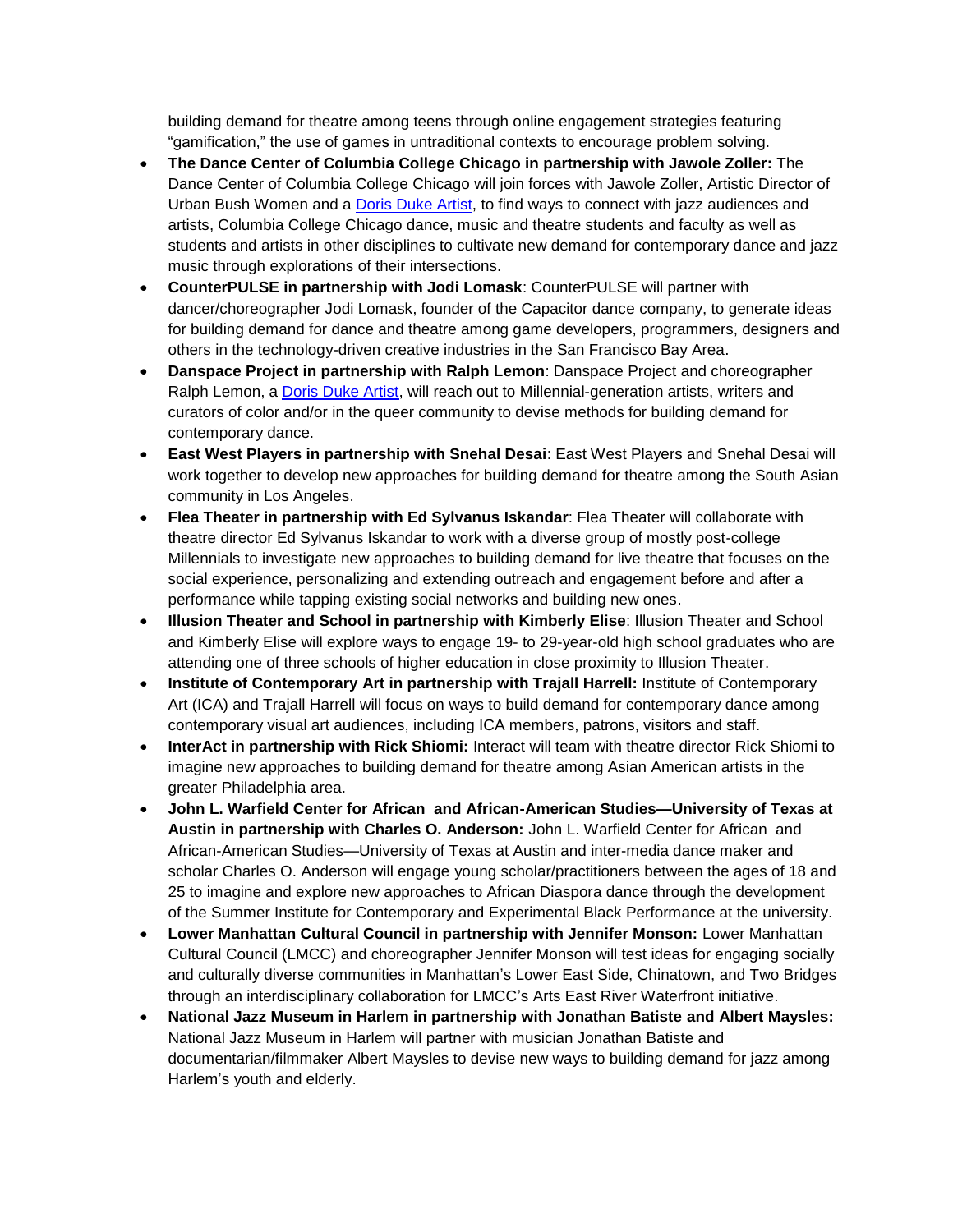building demand for theatre among teens through online engagement strategies featuring "gamification," the use of games in untraditional contexts to encourage problem solving.

- **The Dance Center of Columbia College Chicago in partnership with Jawole Zoller:** The Dance Center of Columbia College Chicago will join forces with Jawole Zoller, Artistic Director of Urban Bush Women and a Doris Duke Artist, to find ways to connect with jazz audiences and artists, Columbia College Chicago dance, music and theatre students and faculty as well as students and artists in other disciplines to cultivate new demand for contemporary dance and jazz music through explorations of their intersections.
- **CounterPULSE in partnership with Jodi Lomask**: CounterPULSE will partner with dancer/choreographer Jodi Lomask, founder of the Capacitor dance company, to generate ideas for building demand for dance and theatre among game developers, programmers, designers and others in the technology-driven creative industries in the San Francisco Bay Area.
- **Danspace Project in partnership with Ralph Lemon**: Danspace Project and choreographer Ralph Lemon, a Doris Duke Artist, will reach out to Millennial-generation artists, writers and curators of color and/or in the queer community to devise methods for building demand for contemporary dance.
- **East West Players in partnership with Snehal Desai**: East West Players and Snehal Desai will work together to develop new approaches for building demand for theatre among the South Asian community in Los Angeles.
- **Flea Theater in partnership with Ed Sylvanus Iskandar**: Flea Theater will collaborate with theatre director Ed Sylvanus Iskandar to work with a diverse group of mostly post-college Millennials to investigate new approaches to building demand for live theatre that focuses on the social experience, personalizing and extending outreach and engagement before and after a performance while tapping existing social networks and building new ones.
- **Illusion Theater and School in partnership with Kimberly Elise**: Illusion Theater and School and Kimberly Elise will explore ways to engage 19- to 29-year-old high school graduates who are attending one of three schools of higher education in close proximity to Illusion Theater.
- **Institute of Contemporary Art in partnership with Trajall Harrell:** Institute of Contemporary Art (ICA) and Trajall Harrell will focus on ways to build demand for contemporary dance among contemporary visual art audiences, including ICA members, patrons, visitors and staff.
- **InterAct in partnership with Rick Shiomi:** Interact will team with theatre director Rick Shiomi to imagine new approaches to building demand for theatre among Asian American artists in the greater Philadelphia area.
- **John L. Warfield Center for African and African-American Studies—University of Texas at Austin in partnership with Charles O. Anderson:** John L. Warfield Center for African and African-American Studies—University of Texas at Austin and inter-media dance maker and scholar Charles O. Anderson will engage young scholar/practitioners between the ages of 18 and 25 to imagine and explore new approaches to African Diaspora dance through the development of the Summer Institute for Contemporary and Experimental Black Performance at the university.
- **Lower Manhattan Cultural Council in partnership with Jennifer Monson:** Lower Manhattan Cultural Council (LMCC) and choreographer Jennifer Monson will test ideas for engaging socially and culturally diverse communities in Manhattan's Lower East Side, Chinatown, and Two Bridges through an interdisciplinary collaboration for LMCC's Arts East River Waterfront initiative.
- **National Jazz Museum in Harlem in partnership with Jonathan Batiste and Albert Maysles:** National Jazz Museum in Harlem will partner with musician Jonathan Batiste and documentarian/filmmaker Albert Maysles to devise new ways to building demand for jazz among Harlem's youth and elderly.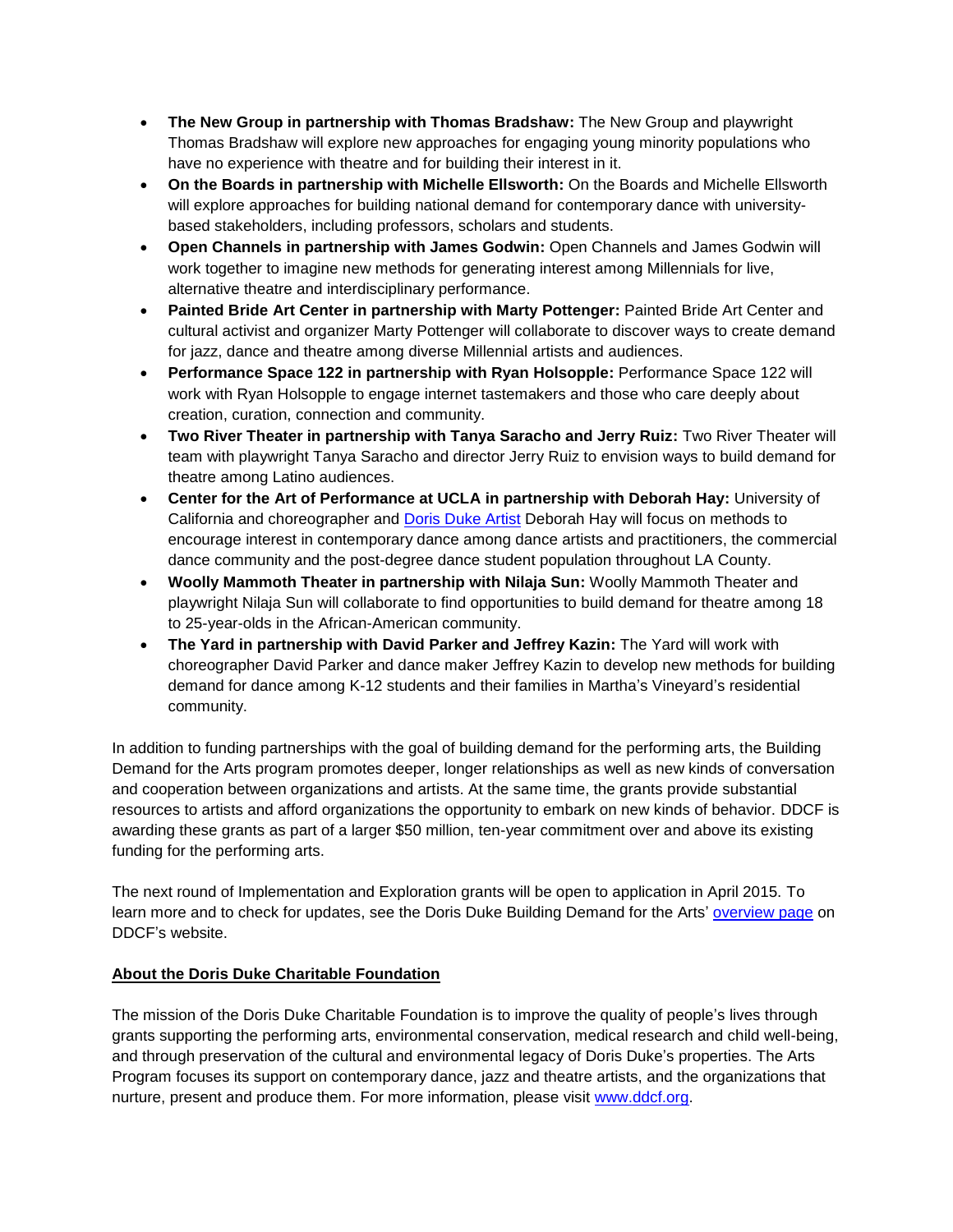- **The New Group in partnership with Thomas Bradshaw:** The New Group and playwright Thomas Bradshaw will explore new approaches for engaging young minority populations who have no experience with theatre and for building their interest in it.
- **On the Boards in partnership with Michelle Ellsworth:** On the Boards and Michelle Ellsworth will explore approaches for building national demand for contemporary dance with university-based stakeholders, including professors, scholars and students.
- **Open Channels in partnership with James Godwin:** Open Channels and James Godwin will work together to imagine new methods for generating interest among Millennials for live, alternative theatre and interdisciplinary performance.
- **Painted Bride Art Center in partnership with Marty Pottenger:** Painted Bride Art Center and cultural activist and organizer Marty Pottenger will collaborate to discover ways to create demand for jazz, dance and theatre among diverse Millennial artists and audiences.
- **Performance Space 122 in partnership with Ryan Holsopple:** Performance Space 122 will work with Ryan Holsopple to engage internet tastemakers and those who care deeply about creation, curation, connection and community.
- **Two River Theater in partnership with Tanya Saracho and Jerry Ruiz:** Two River Theater will team with playwright Tanya Saracho and director Jerry Ruiz to envision ways to build demand for theatre among Latino audiences.
- **Center for the Art of Performance at UCLA in partnership with Deborah Hay:** University of California and choreographer and [Doris Duke Artist](#) Deborah Hay will focus on methods to encourage interest in contemporary dance among dance artists and practitioners, the commercial dance community and the post-degree dance student population throughout LA County.
- **Woolly Mammoth Theater in partnership with Nilaja Sun:** Woolly Mammoth Theater and playwright Nilaja Sun will collaborate to find opportunities to build demand for theatre among 18 to 25-year-olds in the African-American community.
- **The Yard in partnership with David Parker and Jeffrey Kazin:** The Yard will work with choreographer David Parker and dance maker Jeffrey Kazin to develop new methods for building demand for dance among K-12 students and their families in Martha's Vineyard's residential community.

In addition to funding partnerships with the goal of building demand for the performing arts, the Building Demand for the Arts program promotes deeper, longer relationships as well as new kinds of conversation and cooperation between organizations and artists. At the same time, the grants provide substantial resources to artists and afford organizations the opportunity to embark on new kinds of behavior. DDCF is awarding these grants as part of a larger $50 million, ten-year commitment over and above its existing funding for the performing arts.

The next round of Implementation and Exploration grants will be open to application in April 2015. To learn more and to check for updates, see the Doris Duke Building Demand for the Arts' [overview page](#) on DDCF's website.

## About the Doris Duke Charitable Foundation

The mission of the Doris Duke Charitable Foundation is to improve the quality of people's lives through grants supporting the performing arts, environmental conservation, medical research and child well-being, and through preservation of the cultural and environmental legacy of Doris Duke's properties. The Arts Program focuses its support on contemporary dance, jazz and theatre artists, and the organizations that nurture, present and produce them. For more information, please visit [www.ddcf.org](http://www.ddcf.org).